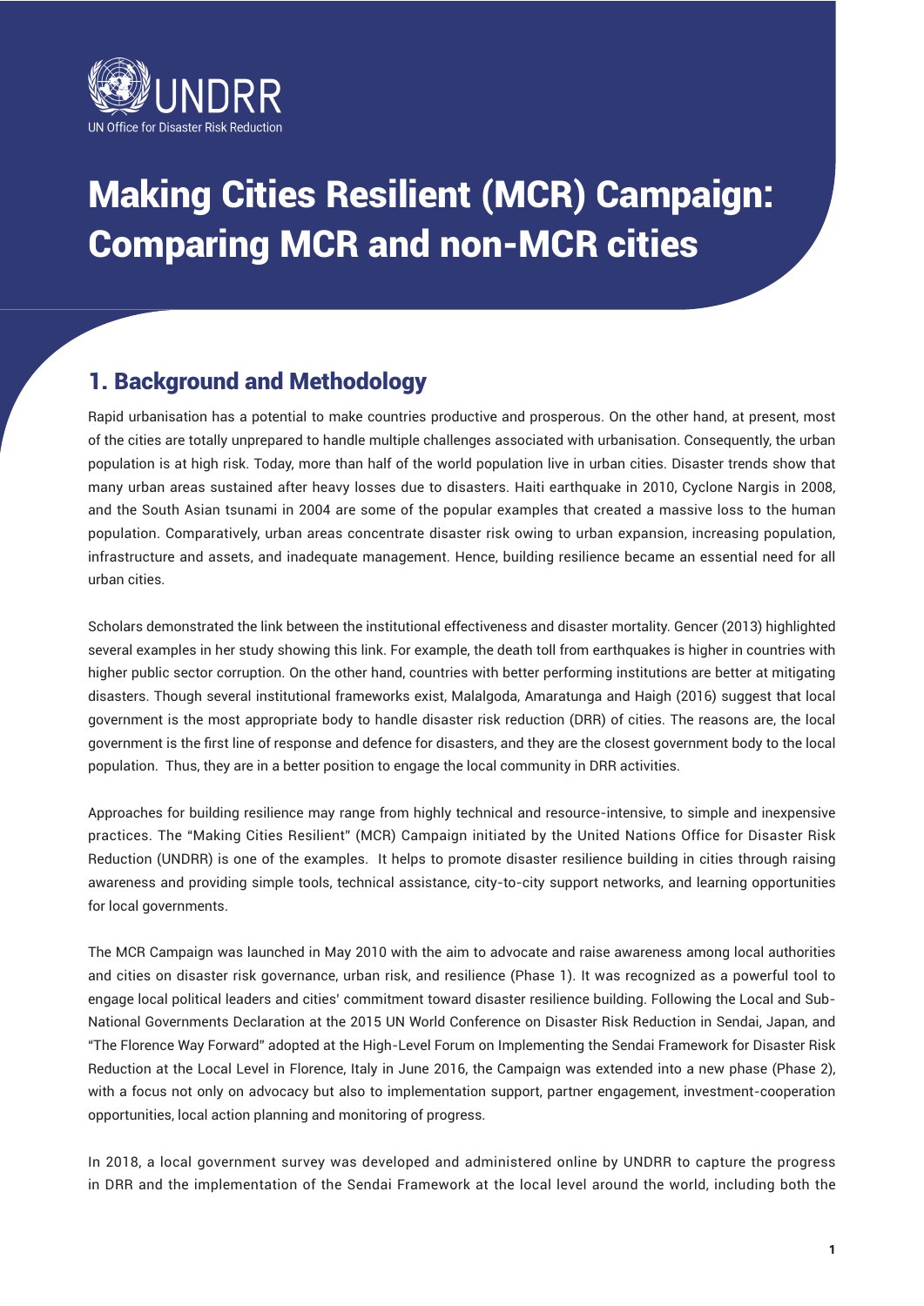UNDRR

UN Office for Disaster Risk Reduction

# Making Cities Resilient (MCR) Campaign: Comparing MCR and non-MCR cities

## 1. Background and Methodology

Rapid urbanisation has a potential to make countries productive and prosperous. On the other hand, at present, most of the cities are totally unprepared to handle multiple challenges associated with urbanisation. Consequently, the urban population is at high risk. Today, more than half of the world population live in urban cities. Disaster trends show that many urban areas sustained after heavy losses due to disasters. Haiti earthquake in 2010, Cyclone Nargis in 2008, and the South Asian tsunami in 2004 are some of the popular examples that created a massive loss to the human population. Comparatively, urban areas concentrate disaster risk owing to urban expansion, increasing population, infrastructure and assets, and inadequate management. Hence, building resilience became an essential need for all urban cities.

Scholars demonstrated the link between the institutional effectiveness and disaster mortality. Gencer (2013) highlighted several examples in her study showing this link. For example, the death toll from earthquakes is higher in countries with higher public sector corruption. On the other hand, countries with better performing institutions are better at mitigating disasters. Though several institutional frameworks exist, Malalgoda, Amaratunga and Haigh (2016) suggest that local government is the most appropriate body to handle disaster risk reduction (DRR) of cities. The reasons are, the local government is the first line of response and defence for disasters, and they are the closest government body to the local population. Thus, they are in a better position to engage the local community in DRR activities.

Approaches for building resilience may range from highly technical and resource-intensive, to simple and inexpensive practices. The "Making Cities Resilient" (MCR) Campaign initiated by the United Nations Office for Disaster Risk Reduction (UNDRR) is one of the examples. It helps to promote disaster resilience building in cities through raising awareness and providing simple tools, technical assistance, city-to-city support networks, and learning opportunities for local governments.

The MCR Campaign was launched in May 2010 with the aim to advocate and raise awareness among local authorities and cities on disaster risk governance, urban risk, and resilience (Phase 1). It was recognized as a powerful tool to engage local political leaders and cities' commitment toward disaster resilience building. Following the Local and Sub-National Governments Declaration at the 2015 UN World Conference on Disaster Risk Reduction in Sendai, Japan, and "The Florence Way Forward" adopted at the High-Level Forum on Implementing the Sendai Framework for Disaster Risk Reduction at the Local Level in Florence, Italy in June 2016, the Campaign was extended into a new phase (Phase 2), with a focus not only on advocacy but also to implementation support, partner engagement, investment-cooperation opportunities, local action planning and monitoring of progress.

In 2018, a local government survey was developed and administered online by UNDRR to capture the progress in DRR and the implementation of the Sendai Framework at the local level around the world, including both the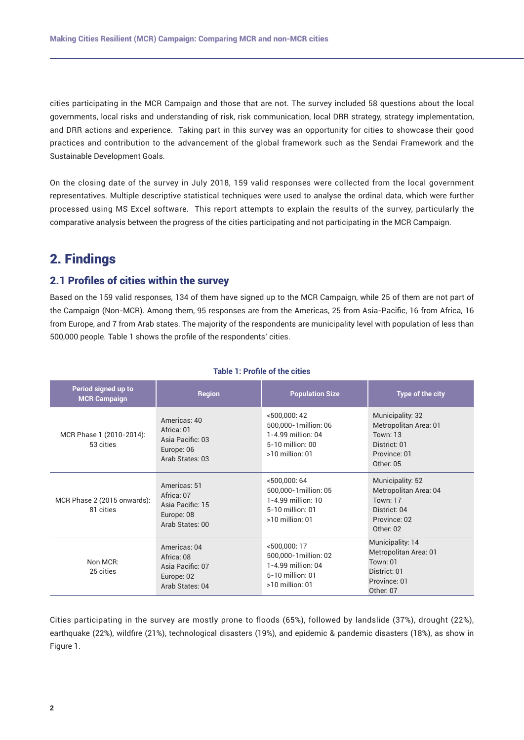cities participating in the MCR Campaign and those that are not. The survey included 58 questions about the local governments, local risks and understanding of risk, risk communication, local DRR strategy, strategy implementation, and DRR actions and experience. Taking part in this survey was an opportunity for cities to showcase their good practices and contribution to the advancement of the global framework such as the Sendai Framework and the Sustainable Development Goals.

On the closing date of the survey in July 2018, 159 valid responses were collected from the local government representatives. Multiple descriptive statistical techniques were used to analyse the ordinal data, which were further processed using MS Excel software. This report attempts to explain the results of the survey, particularly the comparative analysis between the progress of the cities participating and not participating in the MCR Campaign.

# 2. Findings

## 2.1 Profiles of cities within the survey

Based on the 159 valid responses, 134 of them have signed up to the MCR Campaign, while 25 of them are not part of the Campaign (Non-MCR). Among them, 95 responses are from the Americas, 25 from Asia-Pacific, 16 from Africa, 16 from Europe, and 7 from Arab states. The majority of the respondents are municipality level with population of less than 500,000 people. Table 1 shows the profile of the respondents' cities.

**Table 1: Profile of the cities**

| Period signed up to MCR Campaign | Region | Population Size | Type of the city |
|---|---|---|---|
| MCR Phase 1 (2010-2014): 53 cities | Americas: 40<br>Africa: 01<br>Asia Pacific: 03<br>Europe: 06<br>Arab States: 03 | <500,000: 42<br>500,000-1million: 06<br>1-4.99 million: 04<br>5-10 million: 00<br>>10 million: 01 | Municipality: 32<br>Metropolitan Area: 01<br>Town: 13<br>District: 01<br>Province: 01<br>Other: 05 |
| MCR Phase 2 (2015 onwards): 81 cities | Americas: 51<br>Africa: 07<br>Asia Pacific: 15<br>Europe: 08<br>Arab States: 00 | <500,000: 64<br>500,000-1million: 05<br>1-4.99 million: 10<br>5-10 million: 01<br>>10 million: 01 | Municipality: 52<br>Metropolitan Area: 04<br>Town: 17<br>District: 04<br>Province: 02<br>Other: 02 |
| Non MCR: 25 cities | Americas: 04<br>Africa: 08<br>Asia Pacific: 07<br>Europe: 02<br>Arab States: 04 | <500,000: 17<br>500,000-1million: 02<br>1-4.99 million: 04<br>5-10 million: 01<br>>10 million: 01 | Municipality: 14<br>Metropolitan Area: 01<br>Town: 01<br>District: 01<br>Province: 01<br>Other: 07 |

Cities participating in the survey are mostly prone to floods (65%), followed by landslide (37%), drought (22%), earthquake (22%), wildfire (21%), technological disasters (19%), and epidemic & pandemic disasters (18%), as show in Figure 1.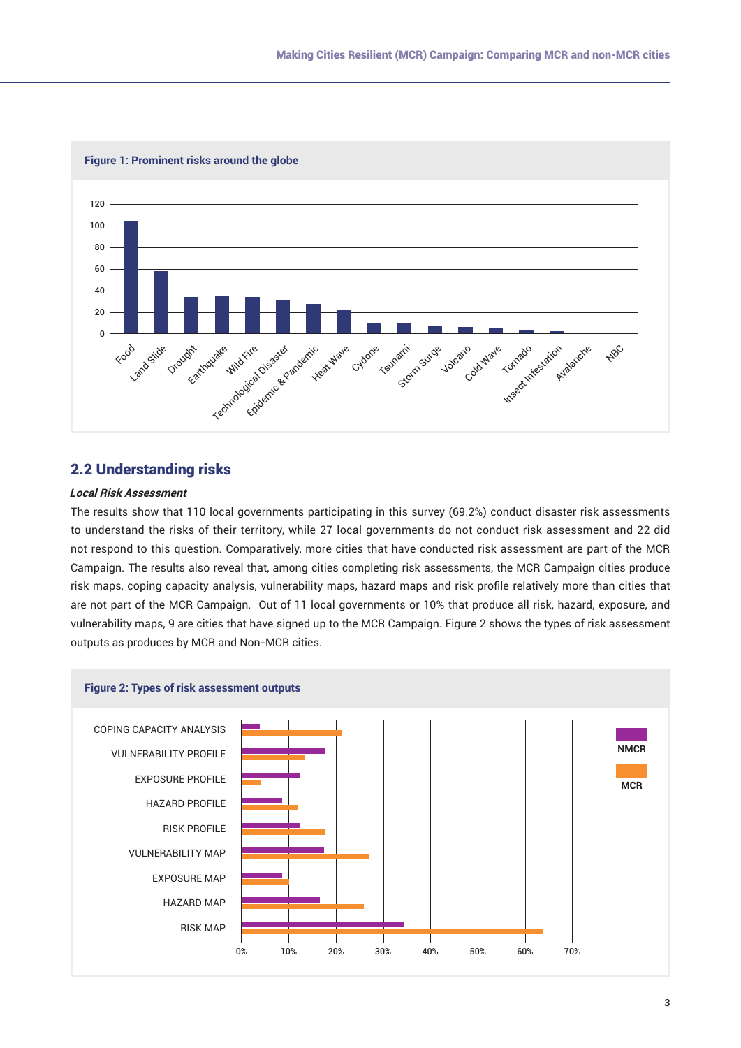**Figure 1: Prominent risks around the globe**

## 2.2 Understanding risks

***Local Risk Assessment***

The results show that 110 local governments participating in this survey (69.2%) conduct disaster risk assessments to understand the risks of their territory, while 27 local governments do not conduct risk assessment and 22 did not respond to this question. Comparatively, more cities that have conducted risk assessment are part of the MCR Campaign. The results also reveal that, among cities completing risk assessments, the MCR Campaign cities produce risk maps, coping capacity analysis, vulnerability maps, hazard maps and risk profile relatively more than cities that are not part of the MCR Campaign. Out of 11 local governments or 10% that produce all risk, hazard, exposure, and vulnerability maps, 9 are cities that have signed up to the MCR Campaign. Figure 2 shows the types of risk assessment outputs as produces by MCR and Non-MCR cities.

**Figure 2: Types of risk assessment outputs**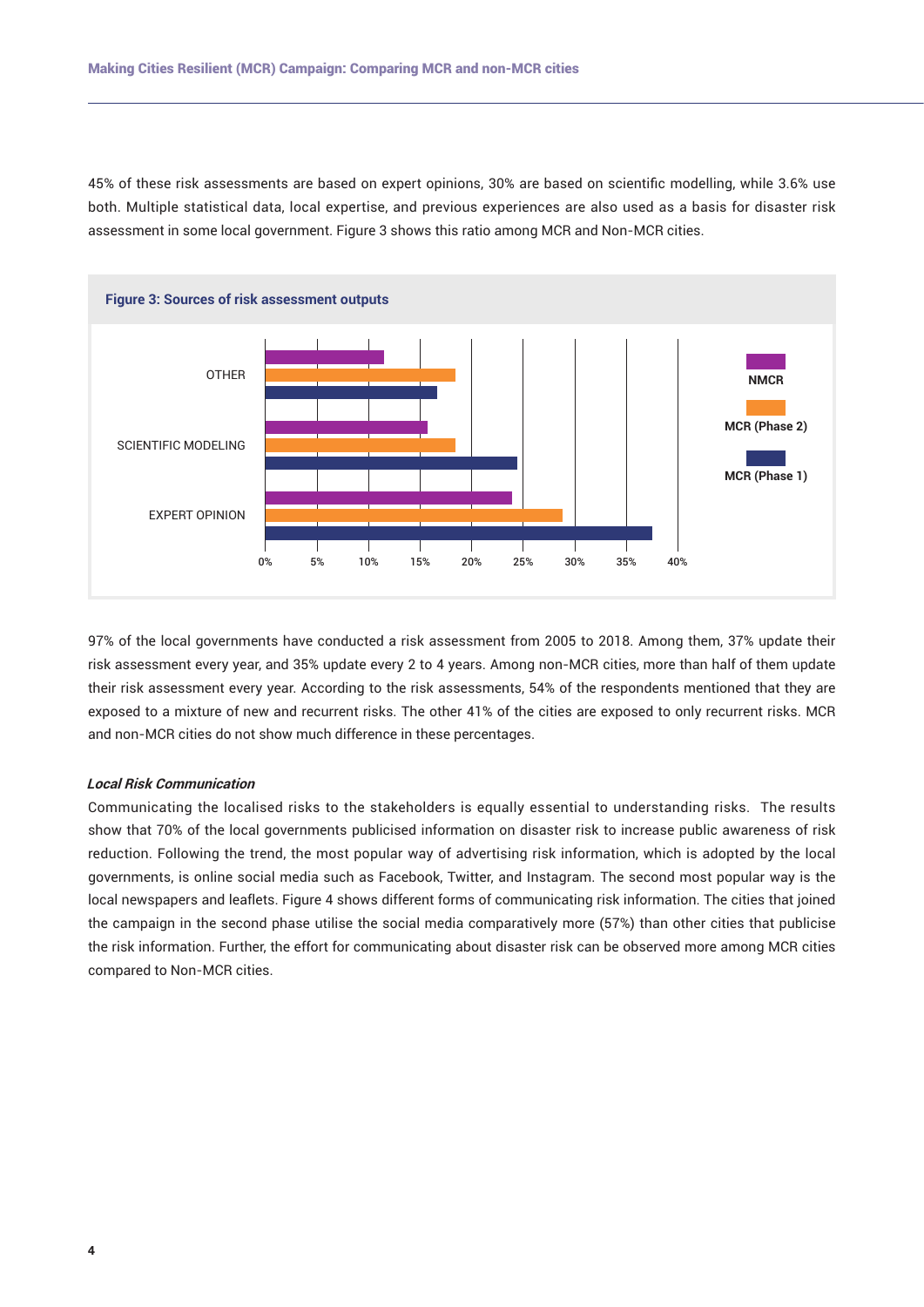45% of these risk assessments are based on expert opinions, 30% are based on scientific modelling, while 3.6% use both. Multiple statistical data, local expertise, and previous experiences are also used as a basis for disaster risk assessment in some local government. Figure 3 shows this ratio among MCR and Non-MCR cities.

**Figure 3: Sources of risk assessment outputs**

97% of the local governments have conducted a risk assessment from 2005 to 2018. Among them, 37% update their risk assessment every year, and 35% update every 2 to 4 years. Among non-MCR cities, more than half of them update their risk assessment every year. According to the risk assessments, 54% of the respondents mentioned that they are exposed to a mixture of new and recurrent risks. The other 41% of the cities are exposed to only recurrent risks. MCR and non-MCR cities do not show much difference in these percentages.

***Local Risk Communication***

Communicating the localised risks to the stakeholders is equally essential to understanding risks. The results show that 70% of the local governments publicised information on disaster risk to increase public awareness of risk reduction. Following the trend, the most popular way of advertising risk information, which is adopted by the local governments, is online social media such as Facebook, Twitter, and Instagram. The second most popular way is the local newspapers and leaflets. Figure 4 shows different forms of communicating risk information. The cities that joined the campaign in the second phase utilise the social media comparatively more (57%) than other cities that publicise the risk information. Further, the effort for communicating about disaster risk can be observed more among MCR cities compared to Non-MCR cities.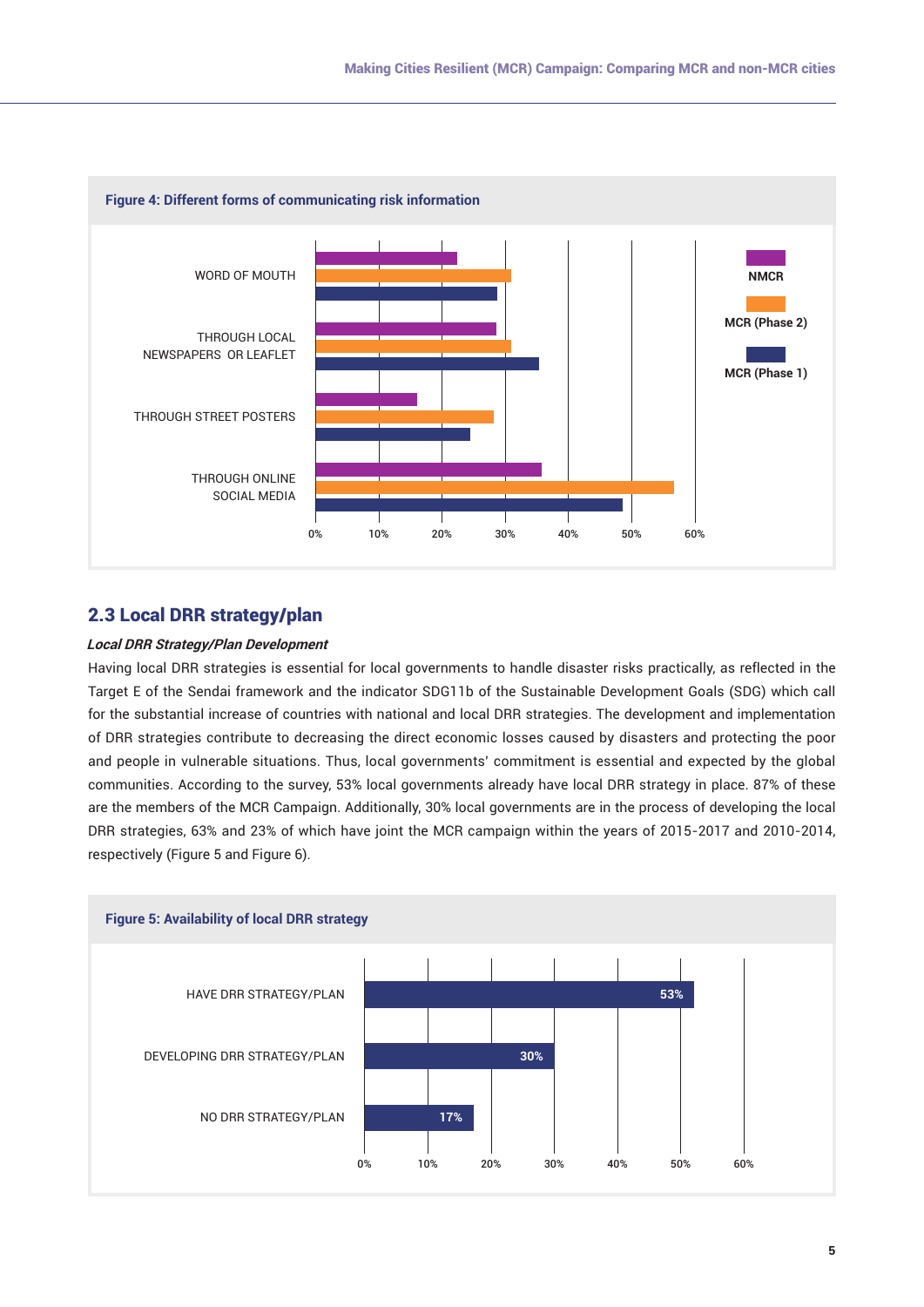**Figure 4: Different forms of communicating risk information**

**Figure 5: Availability of local DRR strategy**

## 2.3 Local DRR strategy/plan

***Local DRR Strategy/Plan Development***

Having local DRR strategies is essential for local governments to handle disaster risks practically, as reflected in the Target E of the Sendai framework and the indicator SDG11b of the Sustainable Development Goals (SDG) which call for the substantial increase of countries with national and local DRR strategies. The development and implementation of DRR strategies contribute to decreasing the direct economic losses caused by disasters and protecting the poor and people in vulnerable situations. Thus, local governments' commitment is essential and expected by the global communities. According to the survey, 53% local governments already have local DRR strategy in place. 87% of these are the members of the MCR Campaign. Additionally, 30% local governments are in the process of developing the local DRR strategies, 63% and 23% of which have joint the MCR campaign within the years of 2015-2017 and 2010-2014, respectively (Figure 5 and Figure 6).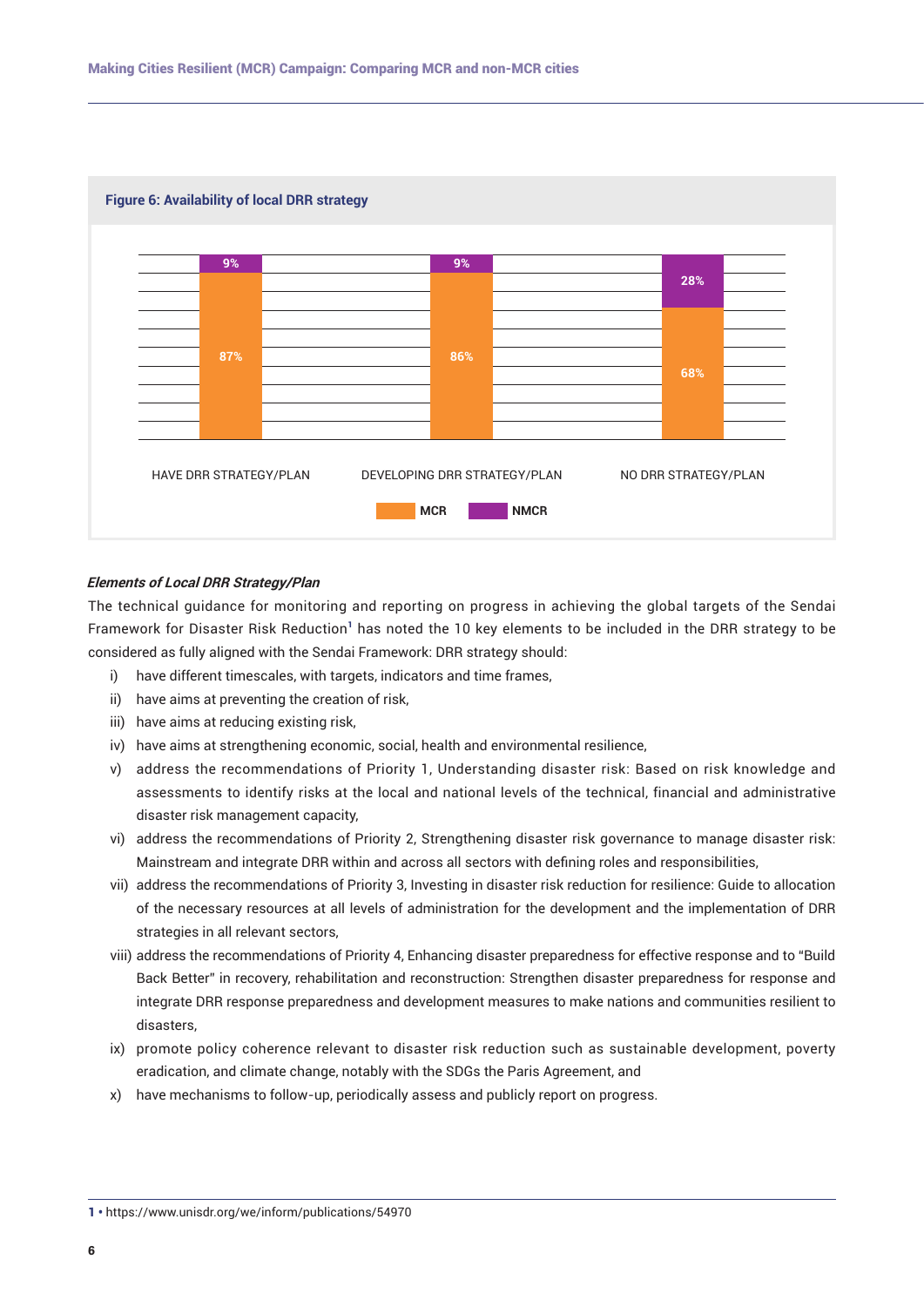**Figure 6: Availability of local DRR strategy**

| | MCR | NMCR |
|---|---|---|
| HAVE DRR STRATEGY/PLAN | 87% | 9% |
| DEVELOPING DRR STRATEGY/PLAN | 86% | 9% |
| NO DRR STRATEGY/PLAN | 68% | 28% |

***Elements of Local DRR Strategy/Plan***

The technical guidance for monitoring and reporting on progress in achieving the global targets of the Sendai Framework for Disaster Risk Reduction[1] has noted the 10 key elements to be included in the DRR strategy to be considered as fully aligned with the Sendai Framework: DRR strategy should:

i) have different timescales, with targets, indicators and time frames,
ii) have aims at preventing the creation of risk,
iii) have aims at reducing existing risk,
iv) have aims at strengthening economic, social, health and environmental resilience,
v) address the recommendations of Priority 1, Understanding disaster risk: Based on risk knowledge and assessments to identify risks at the local and national levels of the technical, financial and administrative disaster risk management capacity,
vi) address the recommendations of Priority 2, Strengthening disaster risk governance to manage disaster risk: Mainstream and integrate DRR within and across all sectors with defining roles and responsibilities,
vii) address the recommendations of Priority 3, Investing in disaster risk reduction for resilience: Guide to allocation of the necessary resources at all levels of administration for the development and the implementation of DRR strategies in all relevant sectors,
viii) address the recommendations of Priority 4, Enhancing disaster preparedness for effective response and to "Build Back Better" in recovery, rehabilitation and reconstruction: Strengthen disaster preparedness for response and integrate DRR response preparedness and development measures to make nations and communities resilient to disasters,
ix) promote policy coherence relevant to disaster risk reduction such as sustainable development, poverty eradication, and climate change, notably with the SDGs the Paris Agreement, and
x) have mechanisms to follow-up, periodically assess and publicly report on progress.

---

1 • https://www.unisdr.org/we/inform/publications/54970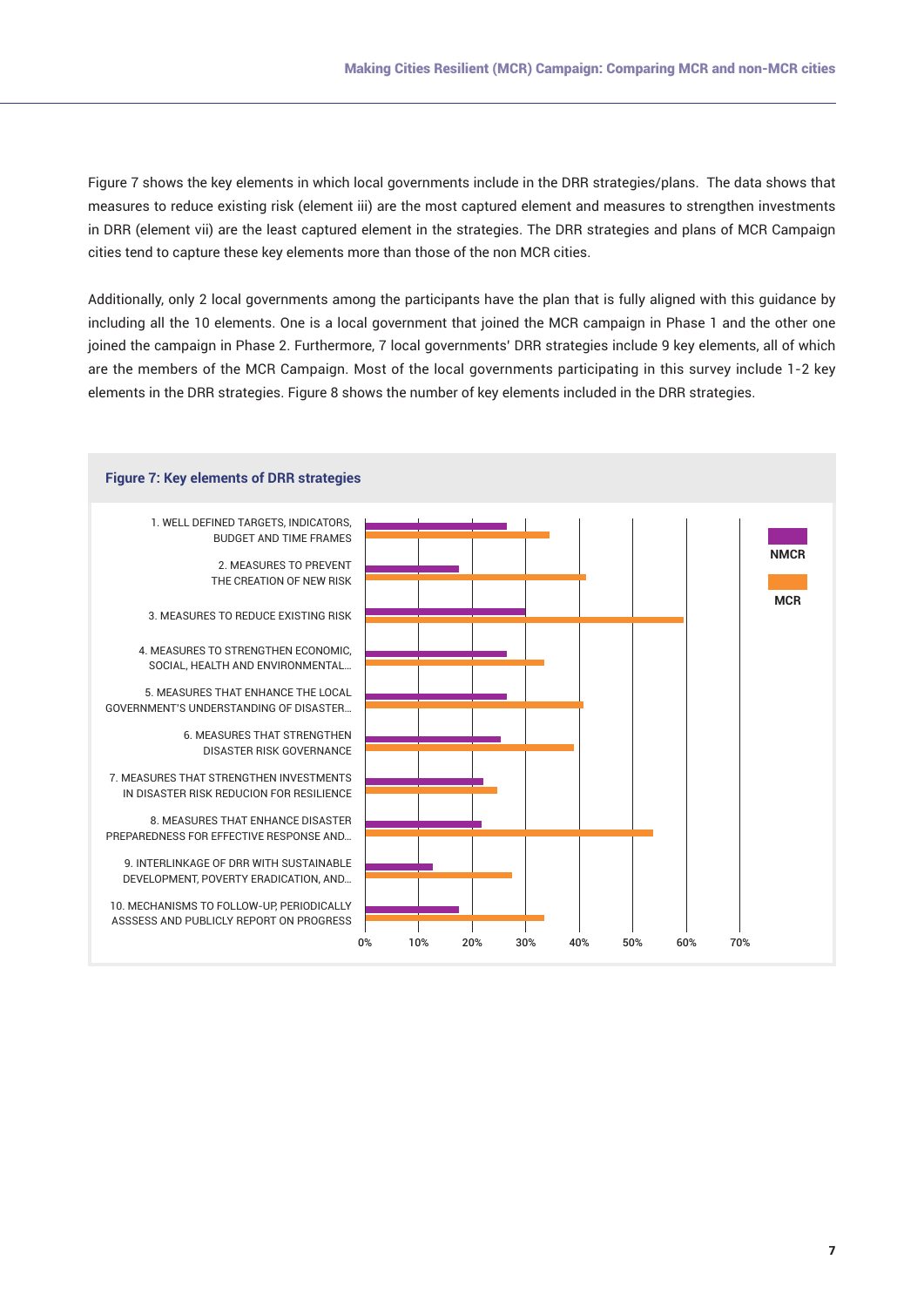Figure 7 shows the key elements in which local governments include in the DRR strategies/plans. The data shows that measures to reduce existing risk (element iii) are the most captured element and measures to strengthen investments in DRR (element vii) are the least captured element in the strategies. The DRR strategies and plans of MCR Campaign cities tend to capture these key elements more than those of the non MCR cities.

Additionally, only 2 local governments among the participants have the plan that is fully aligned with this guidance by including all the 10 elements. One is a local government that joined the MCR campaign in Phase 1 and the other one joined the campaign in Phase 2. Furthermore, 7 local governments' DRR strategies include 9 key elements, all of which are the members of the MCR Campaign. Most of the local governments participating in this survey include 1-2 key elements in the DRR strategies. Figure 8 shows the number of key elements included in the DRR strategies.

**Figure 7: Key elements of DRR strategies**

| Key element | NMCR | MCR |
|---|---|---|
| 1. WELL DEFINED TARGETS, INDICATORS, BUDGET AND TIME FRAMES | ~26% | ~34% |
| 2. MEASURES TO PREVENT THE CREATION OF NEW RISK | ~17% | ~41% |
| 3. MEASURES TO REDUCE EXISTING RISK | ~30% | ~59% |
| 4. MEASURES TO STRENGTHEN ECONOMIC, SOCIAL, HEALTH AND ENVIRONMENTAL... | ~26% | ~33% |
| 5. MEASURES THAT ENHANCE THE LOCAL GOVERNMENT'S UNDERSTANDING OF DISASTER... | ~26% | ~41% |
| 6. MEASURES THAT STRENGTHEN DISASTER RISK GOVERNANCE | ~25% | ~39% |
| 7. MEASURES THAT STRENGTHEN INVESTMENTS IN DISASTER RISK REDUCION FOR RESILIENCE | ~22% | ~25% |
| 8. MEASURES THAT ENHANCE DISASTER PREPAREDNESS FOR EFFECTIVE RESPONSE AND... | ~22% | ~54% |
| 9. INTERLINKAGE OF DRR WITH SUSTAINABLE DEVELOPMENT, POVERTY ERADICATION, AND... | ~13% | ~27% |
| 10. MECHANISMS TO FOLLOW-UP, PERIODICALLY ASSSESS AND PUBLICLY REPORT ON PROGRESS | ~17% | ~33% |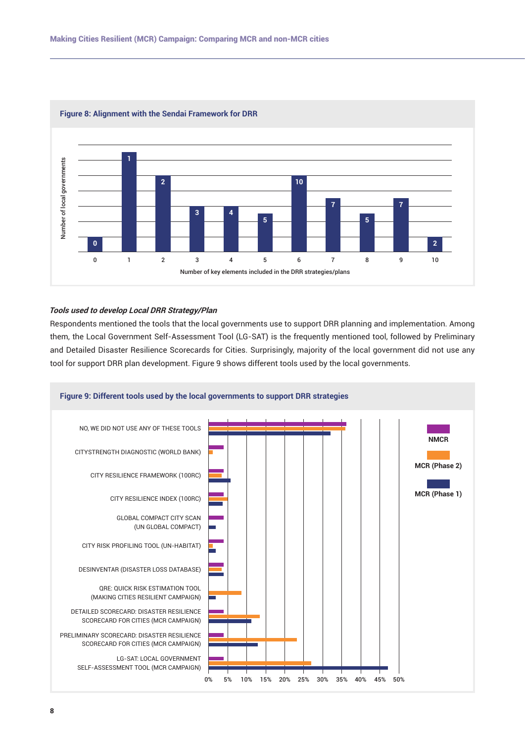**Figure 8: Alignment with the Sendai Framework for DRR**

**Tools used to develop Local DRR Strategy/Plan**

Respondents mentioned the tools that the local governments use to support DRR planning and implementation. Among them, the Local Government Self-Assessment Tool (LG-SAT) is the frequently mentioned tool, followed by Preliminary and Detailed Disaster Resilience Scorecards for Cities. Surprisingly, majority of the local government did not use any tool for support DRR plan development. Figure 9 shows different tools used by the local governments.

**Figure 9: Different tools used by the local governments to support DRR strategies**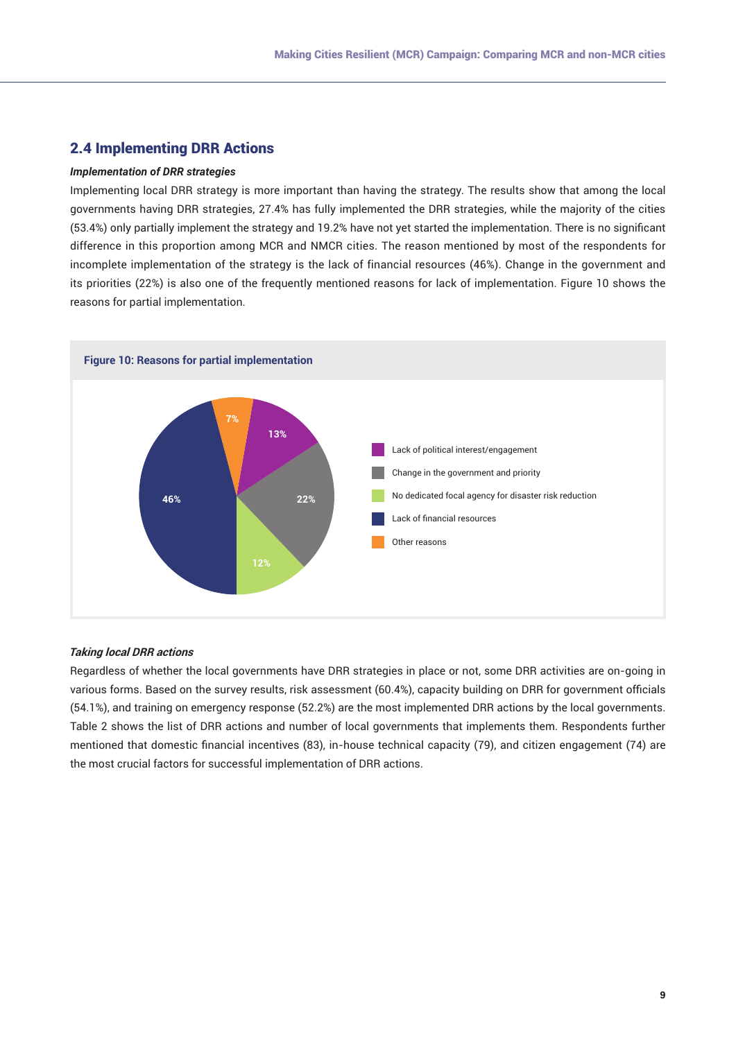## 2.4 Implementing DRR Actions

***Implementation of DRR strategies***

Implementing local DRR strategy is more important than having the strategy. The results show that among the local governments having DRR strategies, 27.4% has fully implemented the DRR strategies, while the majority of the cities (53.4%) only partially implement the strategy and 19.2% have not yet started the implementation. There is no significant difference in this proportion among MCR and NMCR cities. The reason mentioned by most of the respondents for incomplete implementation of the strategy is the lack of financial resources (46%). Change in the government and its priorities (22%) is also one of the frequently mentioned reasons for lack of implementation. Figure 10 shows the reasons for partial implementation.

**Figure 10: Reasons for partial implementation**

| Reason | Percentage |
|---|---|
| Lack of political interest/engagement | 13% |
| Change in the government and priority | 22% |
| No dedicated focal agency for disaster risk reduction | 12% |
| Lack of financial resources | 46% |
| Other reasons | 7% |

***Taking local DRR actions***

Regardless of whether the local governments have DRR strategies in place or not, some DRR activities are on-going in various forms. Based on the survey results, risk assessment (60.4%), capacity building on DRR for government officials (54.1%), and training on emergency response (52.2%) are the most implemented DRR actions by the local governments. Table 2 shows the list of DRR actions and number of local governments that implements them. Respondents further mentioned that domestic financial incentives (83), in-house technical capacity (79), and citizen engagement (74) are the most crucial factors for successful implementation of DRR actions.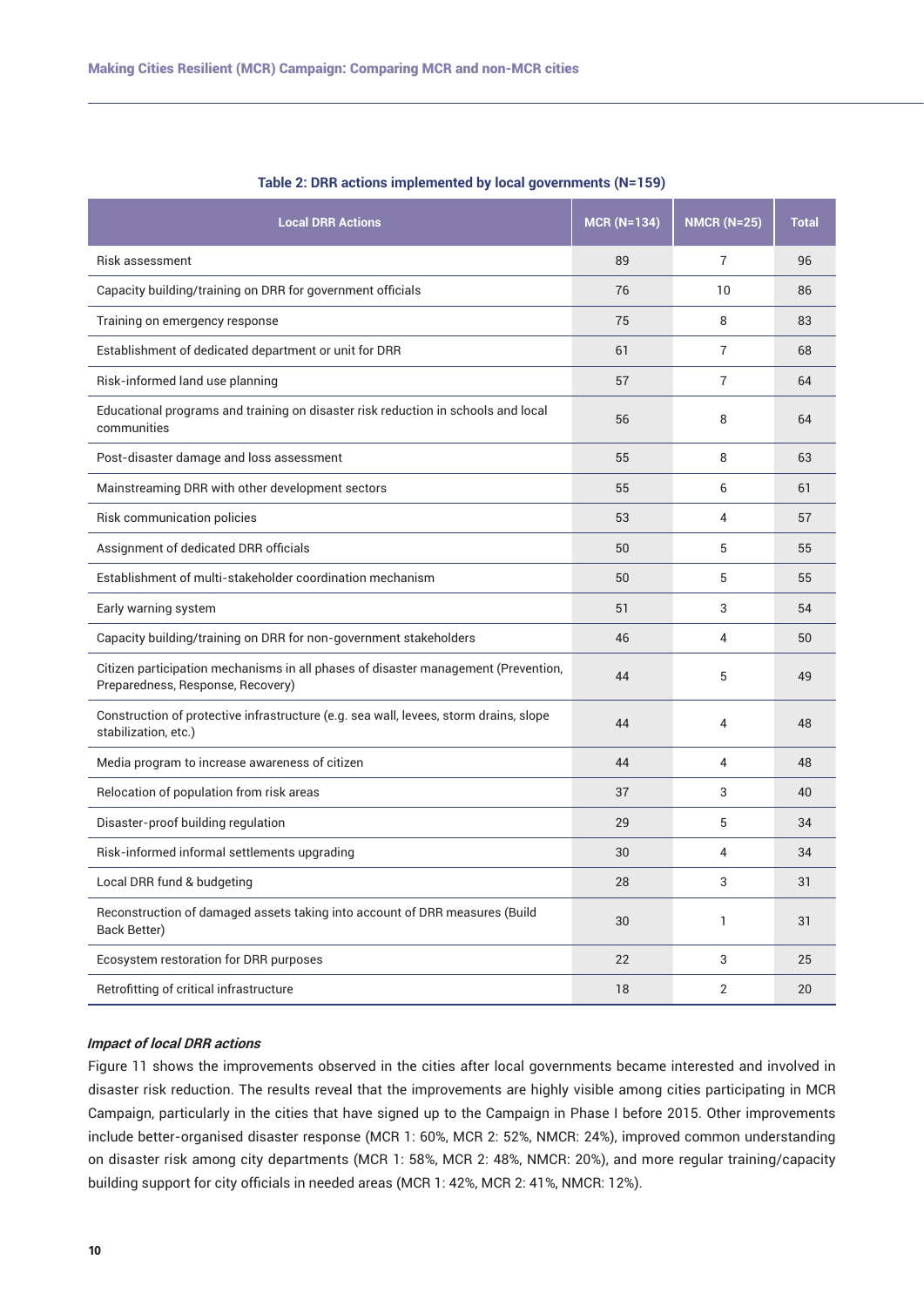**Table 2: DRR actions implemented by local governments (N=159)**

| Local DRR Actions | MCR (N=134) | NMCR (N=25) | Total |
|---|---|---|---|
| Risk assessment | 89 | 7 | 96 |
| Capacity building/training on DRR for government officials | 76 | 10 | 86 |
| Training on emergency response | 75 | 8 | 83 |
| Establishment of dedicated department or unit for DRR | 61 | 7 | 68 |
| Risk-informed land use planning | 57 | 7 | 64 |
| Educational programs and training on disaster risk reduction in schools and local communities | 56 | 8 | 64 |
| Post-disaster damage and loss assessment | 55 | 8 | 63 |
| Mainstreaming DRR with other development sectors | 55 | 6 | 61 |
| Risk communication policies | 53 | 4 | 57 |
| Assignment of dedicated DRR officials | 50 | 5 | 55 |
| Establishment of multi-stakeholder coordination mechanism | 50 | 5 | 55 |
| Early warning system | 51 | 3 | 54 |
| Capacity building/training on DRR for non-government stakeholders | 46 | 4 | 50 |
| Citizen participation mechanisms in all phases of disaster management (Prevention, Preparedness, Response, Recovery) | 44 | 5 | 49 |
| Construction of protective infrastructure (e.g. sea wall, levees, storm drains, slope stabilization, etc.) | 44 | 4 | 48 |
| Media program to increase awareness of citizen | 44 | 4 | 48 |
| Relocation of population from risk areas | 37 | 3 | 40 |
| Disaster-proof building regulation | 29 | 5 | 34 |
| Risk-informed informal settlements upgrading | 30 | 4 | 34 |
| Local DRR fund & budgeting | 28 | 3 | 31 |
| Reconstruction of damaged assets taking into account of DRR measures (Build Back Better) | 30 | 1 | 31 |
| Ecosystem restoration for DRR purposes | 22 | 3 | 25 |
| Retrofitting of critical infrastructure | 18 | 2 | 20 |

***Impact of local DRR actions***

Figure 11 shows the improvements observed in the cities after local governments became interested and involved in disaster risk reduction. The results reveal that the improvements are highly visible among cities participating in MCR Campaign, particularly in the cities that have signed up to the Campaign in Phase I before 2015. Other improvements include better-organised disaster response (MCR 1: 60%, MCR 2: 52%, NMCR: 24%), improved common understanding on disaster risk among city departments (MCR 1: 58%, MCR 2: 48%, NMCR: 20%), and more regular training/capacity building support for city officials in needed areas (MCR 1: 42%, MCR 2: 41%, NMCR: 12%).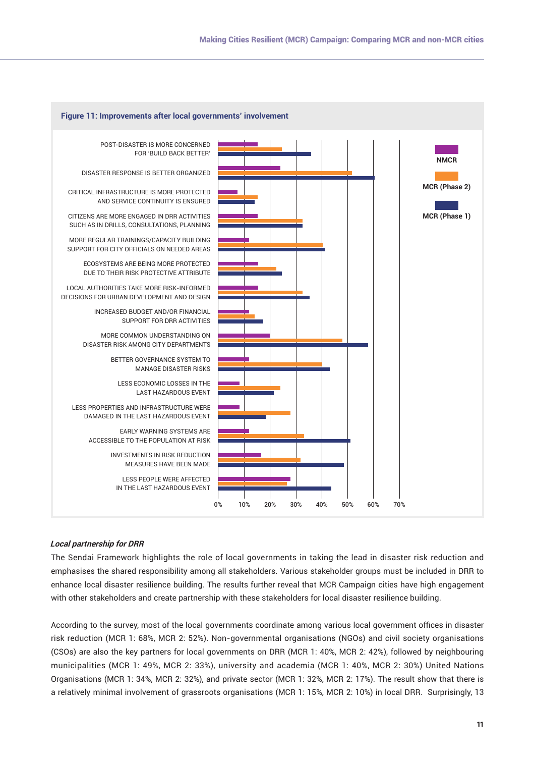**Figure 11: Improvements after local governments' involvement**

*Local partnership for DRR*

The Sendai Framework highlights the role of local governments in taking the lead in disaster risk reduction and emphasises the shared responsibility among all stakeholders. Various stakeholder groups must be included in DRR to enhance local disaster resilience building. The results further reveal that MCR Campaign cities have high engagement with other stakeholders and create partnership with these stakeholders for local disaster resilience building.

According to the survey, most of the local governments coordinate among various local government offices in disaster risk reduction (MCR 1: 68%, MCR 2: 52%). Non-governmental organisations (NGOs) and civil society organisations (CSOs) are also the key partners for local governments on DRR (MCR 1: 40%, MCR 2: 42%), followed by neighbouring municipalities (MCR 1: 49%, MCR 2: 33%), university and academia (MCR 1: 40%, MCR 2: 30%) United Nations Organisations (MCR 1: 34%, MCR 2: 32%), and private sector (MCR 1: 32%, MCR 2: 17%). The result show that there is a relatively minimal involvement of grassroots organisations (MCR 1: 15%, MCR 2: 10%) in local DRR. Surprisingly, 13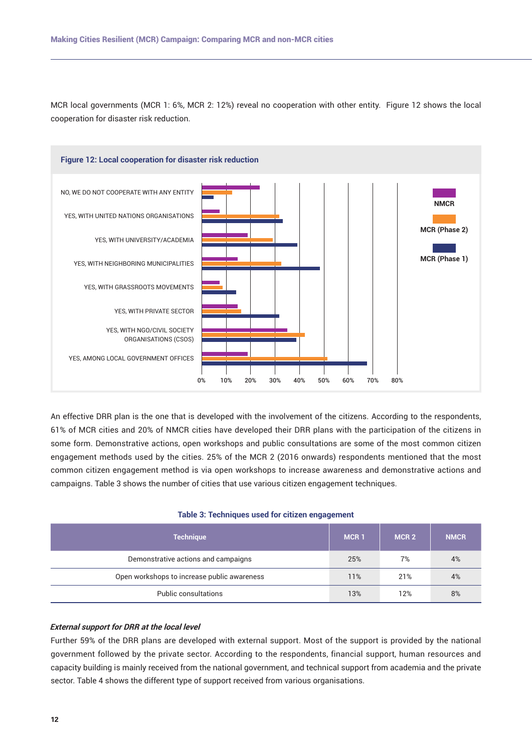MCR local governments (MCR 1: 6%, MCR 2: 12%) reveal no cooperation with other entity. Figure 12 shows the local cooperation for disaster risk reduction.

**Figure 12: Local cooperation for disaster risk reduction**

An effective DRR plan is the one that is developed with the involvement of the citizens. According to the respondents, 61% of MCR cities and 20% of NMCR cities have developed their DRR plans with the participation of the citizens in some form. Demonstrative actions, open workshops and public consultations are some of the most common citizen engagement methods used by the cities. 25% of the MCR 2 (2016 onwards) respondents mentioned that the most common citizen engagement method is via open workshops to increase awareness and demonstrative actions and campaigns. Table 3 shows the number of cities that use various citizen engagement techniques.

**Table 3: Techniques used for citizen engagement**

| Technique | MCR 1 | MCR 2 | NMCR |
|---|---|---|---|
| Demonstrative actions and campaigns | 25% | 7% | 4% |
| Open workshops to increase public awareness | 11% | 21% | 4% |
| Public consultations | 13% | 12% | 8% |

***External support for DRR at the local level***

Further 59% of the DRR plans are developed with external support. Most of the support is provided by the national government followed by the private sector. According to the respondents, financial support, human resources and capacity building is mainly received from the national government, and technical support from academia and the private sector. Table 4 shows the different type of support received from various organisations.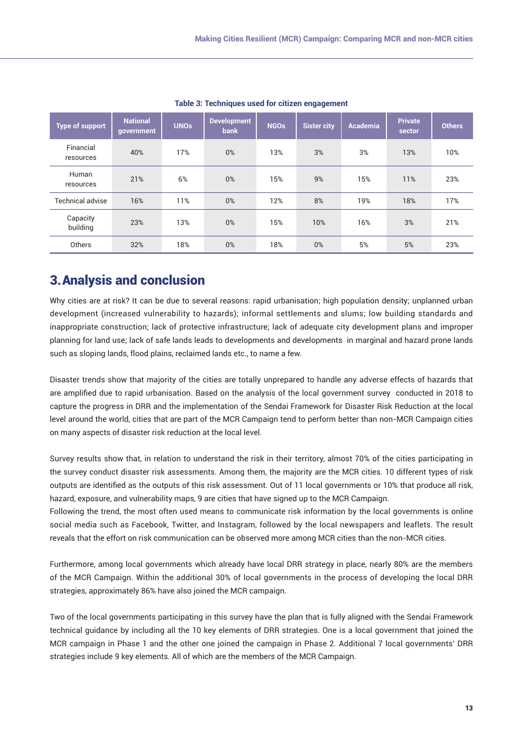**Table 3: Techniques used for citizen engagement**

| Type of support | National government | UNOs | Development bank | NGOs | Sister city | Academia | Private sector | Others |
|---|---|---|---|---|---|---|---|---|
| Financial resources | 40% | 17% | 0% | 13% | 3% | 3% | 13% | 10% |
| Human resources | 21% | 6% | 0% | 15% | 9% | 15% | 11% | 23% |
| Technical advise | 16% | 11% | 0% | 12% | 8% | 19% | 18% | 17% |
| Capacity building | 23% | 13% | 0% | 15% | 10% | 16% | 3% | 21% |
| Others | 32% | 18% | 0% | 18% | 0% | 5% | 5% | 23% |

## 3. Analysis and conclusion

Why cities are at risk? It can be due to several reasons: rapid urbanisation; high population density; unplanned urban development (increased vulnerability to hazards); informal settlements and slums; low building standards and inappropriate construction; lack of protective infrastructure; lack of adequate city development plans and improper planning for land use; lack of safe lands leads to developments and developments in marginal and hazard prone lands such as sloping lands, flood plains, reclaimed lands etc., to name a few.

Disaster trends show that majority of the cities are totally unprepared to handle any adverse effects of hazards that are amplified due to rapid urbanisation. Based on the analysis of the local government survey conducted in 2018 to capture the progress in DRR and the implementation of the Sendai Framework for Disaster Risk Reduction at the local level around the world, cities that are part of the MCR Campaign tend to perform better than non-MCR Campaign cities on many aspects of disaster risk reduction at the local level.

Survey results show that, in relation to understand the risk in their territory, almost 70% of the cities participating in the survey conduct disaster risk assessments. Among them, the majority are the MCR cities. 10 different types of risk outputs are identified as the outputs of this risk assessment. Out of 11 local governments or 10% that produce all risk, hazard, exposure, and vulnerability maps, 9 are cities that have signed up to the MCR Campaign.
Following the trend, the most often used means to communicate risk information by the local governments is online social media such as Facebook, Twitter, and Instagram, followed by the local newspapers and leaflets. The result reveals that the effort on risk communication can be observed more among MCR cities than the non-MCR cities.

Furthermore, among local governments which already have local DRR strategy in place, nearly 80% are the members of the MCR Campaign. Within the additional 30% of local governments in the process of developing the local DRR strategies, approximately 86% have also joined the MCR campaign.

Two of the local governments participating in this survey have the plan that is fully aligned with the Sendai Framework technical guidance by including all the 10 key elements of DRR strategies. One is a local government that joined the MCR campaign in Phase 1 and the other one joined the campaign in Phase 2. Additional 7 local governments' DRR strategies include 9 key elements. All of which are the members of the MCR Campaign.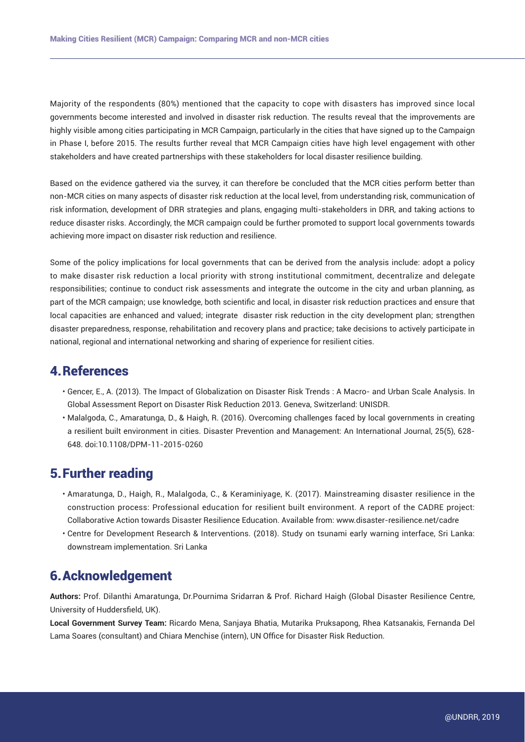Majority of the respondents (80%) mentioned that the capacity to cope with disasters has improved since local governments become interested and involved in disaster risk reduction. The results reveal that the improvements are highly visible among cities participating in MCR Campaign, particularly in the cities that have signed up to the Campaign in Phase I, before 2015. The results further reveal that MCR Campaign cities have high level engagement with other stakeholders and have created partnerships with these stakeholders for local disaster resilience building.

Based on the evidence gathered via the survey, it can therefore be concluded that the MCR cities perform better than non-MCR cities on many aspects of disaster risk reduction at the local level, from understanding risk, communication of risk information, development of DRR strategies and plans, engaging multi-stakeholders in DRR, and taking actions to reduce disaster risks. Accordingly, the MCR campaign could be further promoted to support local governments towards achieving more impact on disaster risk reduction and resilience.

Some of the policy implications for local governments that can be derived from the analysis include: adopt a policy to make disaster risk reduction a local priority with strong institutional commitment, decentralize and delegate responsibilities; continue to conduct risk assessments and integrate the outcome in the city and urban planning, as part of the MCR campaign; use knowledge, both scientific and local, in disaster risk reduction practices and ensure that local capacities are enhanced and valued; integrate disaster risk reduction in the city development plan; strengthen disaster preparedness, response, rehabilitation and recovery plans and practice; take decisions to actively participate in national, regional and international networking and sharing of experience for resilient cities.

## 4. References

- Gencer, E., A. (2013). The Impact of Globalization on Disaster Risk Trends : A Macro- and Urban Scale Analysis. In Global Assessment Report on Disaster Risk Reduction 2013. Geneva, Switzerland: UNISDR.
- Malalgoda, C., Amaratunga, D., & Haigh, R. (2016). Overcoming challenges faced by local governments in creating a resilient built environment in cities. Disaster Prevention and Management: An International Journal, 25(5), 628-648. doi:10.1108/DPM-11-2015-0260

## 5. Further reading

- Amaratunga, D., Haigh, R., Malalgoda, C., & Keraminiyage, K. (2017). Mainstreaming disaster resilience in the construction process: Professional education for resilient built environment. A report of the CADRE project: Collaborative Action towards Disaster Resilience Education. Available from: www.disaster-resilience.net/cadre
- Centre for Development Research & Interventions. (2018). Study on tsunami early warning interface, Sri Lanka: downstream implementation. Sri Lanka

## 6. Acknowledgement

**Authors:** Prof. Dilanthi Amaratunga, Dr.Pournima Sridarran & Prof. Richard Haigh (Global Disaster Resilience Centre, University of Huddersfield, UK).

**Local Government Survey Team:** Ricardo Mena, Sanjaya Bhatia, Mutarika Pruksapong, Rhea Katsanakis, Fernanda Del Lama Soares (consultant) and Chiara Menchise (intern), UN Office for Disaster Risk Reduction.

@UNDRR, 2019